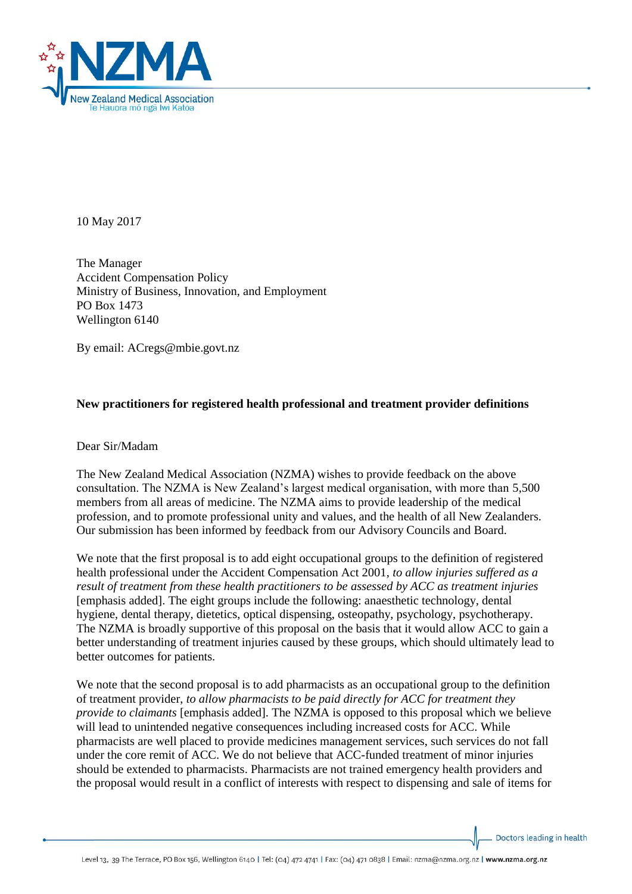10 May 2017

The Manager
Accident Compensation Policy
Ministry of Business, Innovation, and Employment
PO Box 1473
Wellington 6140

By email: ACregs@mbie.govt.nz

**New practitioners for registered health professional and treatment provider definitions**

Dear Sir/Madam

The New Zealand Medical Association (NZMA) wishes to provide feedback on the above consultation. The NZMA is New Zealand's largest medical organisation, with more than 5,500 members from all areas of medicine. The NZMA aims to provide leadership of the medical profession, and to promote professional unity and values, and the health of all New Zealanders. Our submission has been informed by feedback from our Advisory Councils and Board.

We note that the first proposal is to add eight occupational groups to the definition of registered health professional under the Accident Compensation Act 2001, *to allow injuries suffered as a result of treatment from these health practitioners to be assessed by ACC as treatment injuries* [emphasis added]. The eight groups include the following: anaesthetic technology, dental hygiene, dental therapy, dietetics, optical dispensing, osteopathy, psychology, psychotherapy. The NZMA is broadly supportive of this proposal on the basis that it would allow ACC to gain a better understanding of treatment injuries caused by these groups, which should ultimately lead to better outcomes for patients.

We note that the second proposal is to add pharmacists as an occupational group to the definition of treatment provider, *to allow pharmacists to be paid directly for ACC for treatment they provide to claimants* [emphasis added]. The NZMA is opposed to this proposal which we believe will lead to unintended negative consequences including increased costs for ACC. While pharmacists are well placed to provide medicines management services, such services do not fall under the core remit of ACC. We do not believe that ACC-funded treatment of minor injuries should be extended to pharmacists. Pharmacists are not trained emergency health providers and the proposal would result in a conflict of interests with respect to dispensing and sale of items for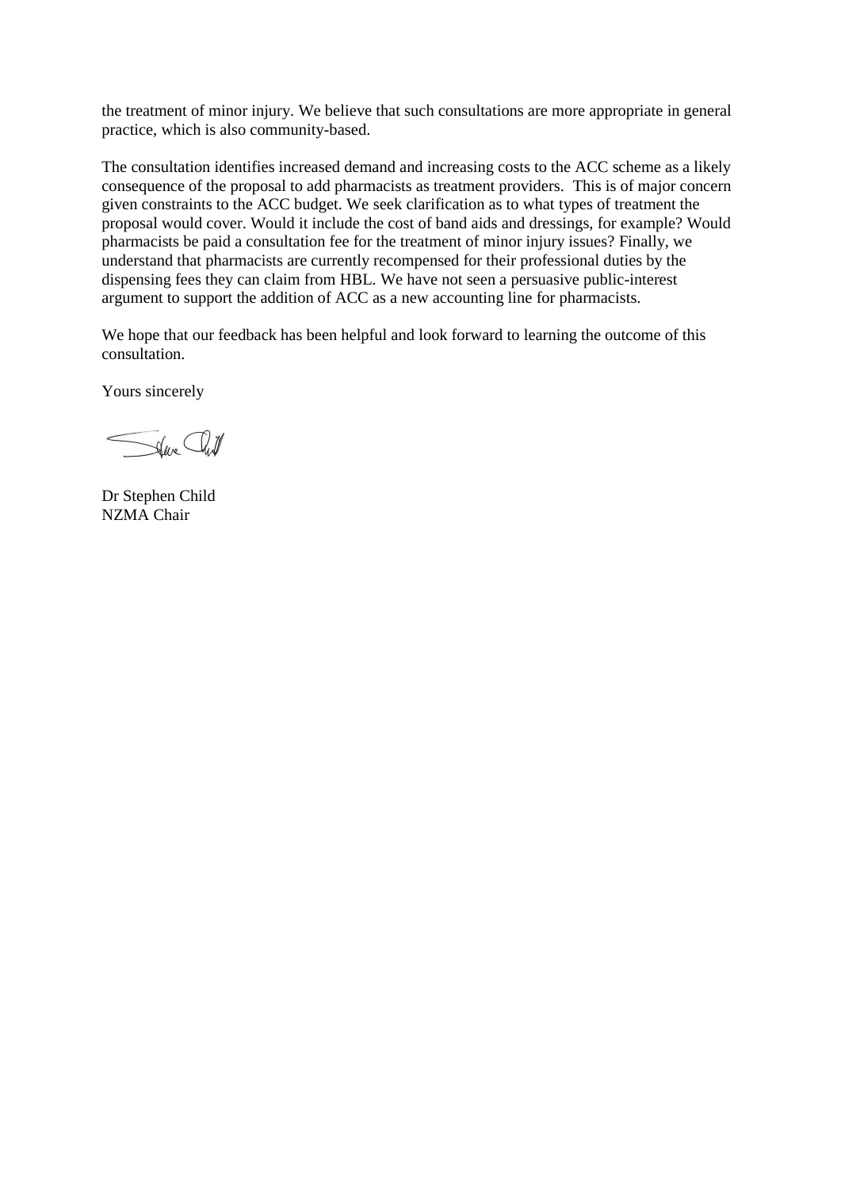the treatment of minor injury. We believe that such consultations are more appropriate in general practice, which is also community-based.

The consultation identifies increased demand and increasing costs to the ACC scheme as a likely consequence of the proposal to add pharmacists as treatment providers. This is of major concern given constraints to the ACC budget. We seek clarification as to what types of treatment the proposal would cover. Would it include the cost of band aids and dressings, for example? Would pharmacists be paid a consultation fee for the treatment of minor injury issues? Finally, we understand that pharmacists are currently recompensed for their professional duties by the dispensing fees they can claim from HBL. We have not seen a persuasive public-interest argument to support the addition of ACC as a new accounting line for pharmacists.

We hope that our feedback has been helpful and look forward to learning the outcome of this consultation.

Yours sincerely

Dr Stephen Child
NZMA Chair